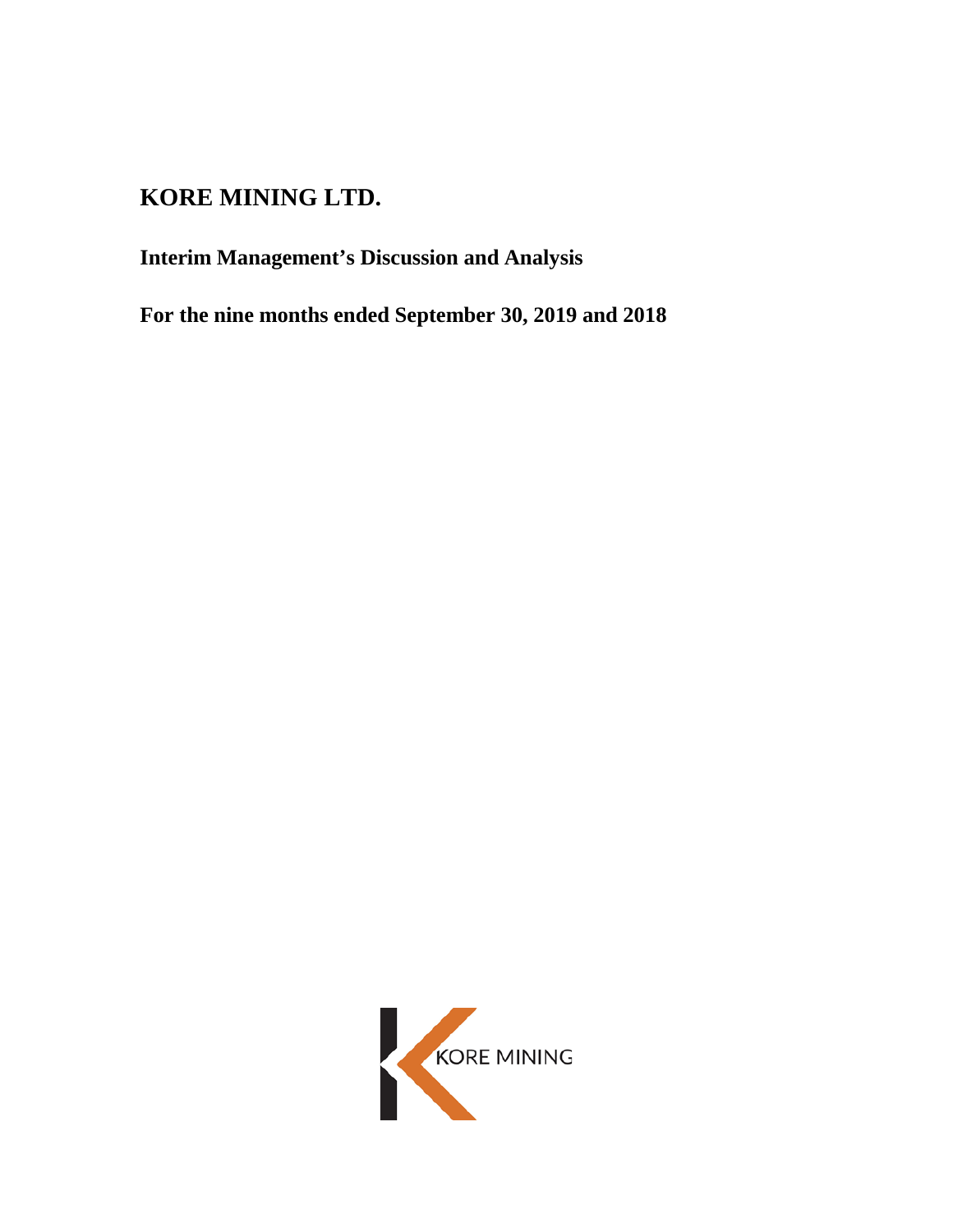# KORE MINING LTD.

## Interim Management's Discussion and Analysis

## For the nine months ended September 30, 2019 and 2018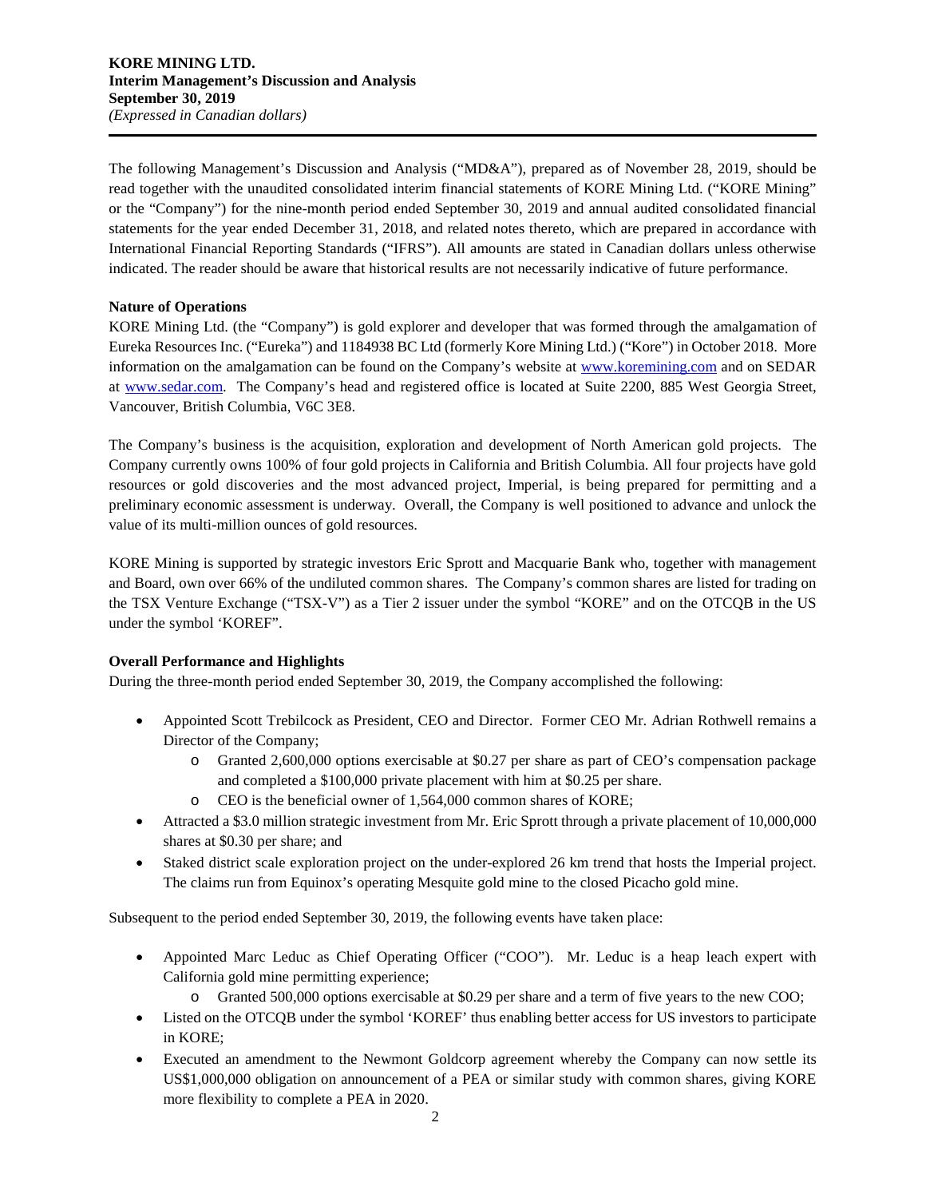The following Management's Discussion and Analysis ("MD&A"), prepared as of November 28, 2019, should be read together with the unaudited consolidated interim financial statements of KORE Mining Ltd. ("KORE Mining" or the "Company") for the nine-month period ended September 30, 2019 and annual audited consolidated financial statements for the year ended December 31, 2018, and related notes thereto, which are prepared in accordance with International Financial Reporting Standards ("IFRS"). All amounts are stated in Canadian dollars unless otherwise indicated. The reader should be aware that historical results are not necessarily indicative of future performance.

**Nature of Operations**

KORE Mining Ltd. (the "Company") is gold explorer and developer that was formed through the amalgamation of Eureka Resources Inc. ("Eureka") and 1184938 BC Ltd (formerly Kore Mining Ltd.) ("Kore") in October 2018. More information on the amalgamation can be found on the Company's website at www.koremining.com and on SEDAR at www.sedar.com. The Company's head and registered office is located at Suite 2200, 885 West Georgia Street, Vancouver, British Columbia, V6C 3E8.

The Company's business is the acquisition, exploration and development of North American gold projects. The Company currently owns 100% of four gold projects in California and British Columbia. All four projects have gold resources or gold discoveries and the most advanced project, Imperial, is being prepared for permitting and a preliminary economic assessment is underway. Overall, the Company is well positioned to advance and unlock the value of its multi-million ounces of gold resources.

KORE Mining is supported by strategic investors Eric Sprott and Macquarie Bank who, together with management and Board, own over 66% of the undiluted common shares. The Company's common shares are listed for trading on the TSX Venture Exchange ("TSX-V") as a Tier 2 issuer under the symbol "KORE" and on the OTCQB in the US under the symbol 'KOREF".

**Overall Performance and Highlights**

During the three-month period ended September 30, 2019, the Company accomplished the following:

- Appointed Scott Trebilcock as President, CEO and Director. Former CEO Mr. Adrian Rothwell remains a Director of the Company;
  - Granted 2,600,000 options exercisable at $0.27 per share as part of CEO's compensation package and completed a $100,000 private placement with him at $0.25 per share.
  - CEO is the beneficial owner of 1,564,000 common shares of KORE;
- Attracted a $3.0 million strategic investment from Mr. Eric Sprott through a private placement of 10,000,000 shares at $0.30 per share; and
- Staked district scale exploration project on the under-explored 26 km trend that hosts the Imperial project. The claims run from Equinox's operating Mesquite gold mine to the closed Picacho gold mine.

Subsequent to the period ended September 30, 2019, the following events have taken place:

- Appointed Marc Leduc as Chief Operating Officer ("COO"). Mr. Leduc is a heap leach expert with California gold mine permitting experience;
  - Granted 500,000 options exercisable at $0.29 per share and a term of five years to the new COO;
- Listed on the OTCQB under the symbol 'KOREF' thus enabling better access for US investors to participate in KORE;
- Executed an amendment to the Newmont Goldcorp agreement whereby the Company can now settle its US$1,000,000 obligation on announcement of a PEA or similar study with common shares, giving KORE more flexibility to complete a PEA in 2020.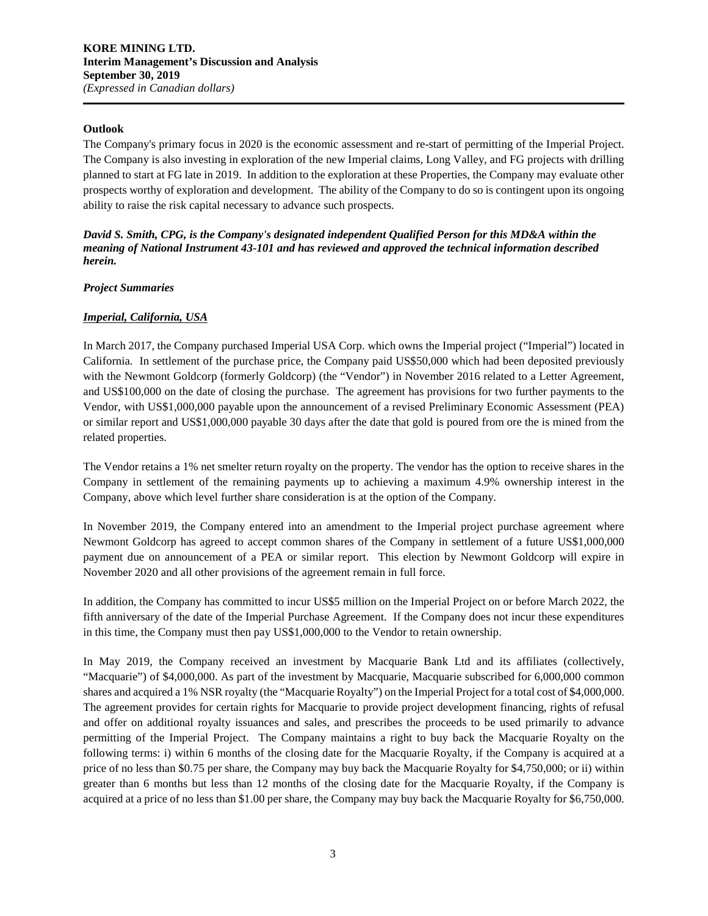**Outlook**

The Company's primary focus in 2020 is the economic assessment and re-start of permitting of the Imperial Project. The Company is also investing in exploration of the new Imperial claims, Long Valley, and FG projects with drilling planned to start at FG late in 2019. In addition to the exploration at these Properties, the Company may evaluate other prospects worthy of exploration and development. The ability of the Company to do so is contingent upon its ongoing ability to raise the risk capital necessary to advance such prospects.

***David S. Smith, CPG, is the Company's designated independent Qualified Person for this MD&A within the meaning of National Instrument 43-101 and has reviewed and approved the technical information described herein.***

***Project Summaries***

***Imperial, California, USA***

In March 2017, the Company purchased Imperial USA Corp. which owns the Imperial project ("Imperial") located in California. In settlement of the purchase price, the Company paid US$50,000 which had been deposited previously with the Newmont Goldcorp (formerly Goldcorp) (the "Vendor") in November 2016 related to a Letter Agreement, and US$100,000 on the date of closing the purchase. The agreement has provisions for two further payments to the Vendor, with US$1,000,000 payable upon the announcement of a revised Preliminary Economic Assessment (PEA) or similar report and US$1,000,000 payable 30 days after the date that gold is poured from ore the is mined from the related properties.

The Vendor retains a 1% net smelter return royalty on the property. The vendor has the option to receive shares in the Company in settlement of the remaining payments up to achieving a maximum 4.9% ownership interest in the Company, above which level further share consideration is at the option of the Company.

In November 2019, the Company entered into an amendment to the Imperial project purchase agreement where Newmont Goldcorp has agreed to accept common shares of the Company in settlement of a future US$1,000,000 payment due on announcement of a PEA or similar report. This election by Newmont Goldcorp will expire in November 2020 and all other provisions of the agreement remain in full force.

In addition, the Company has committed to incur US$5 million on the Imperial Project on or before March 2022, the fifth anniversary of the date of the Imperial Purchase Agreement. If the Company does not incur these expenditures in this time, the Company must then pay US$1,000,000 to the Vendor to retain ownership.

In May 2019, the Company received an investment by Macquarie Bank Ltd and its affiliates (collectively, "Macquarie") of $4,000,000. As part of the investment by Macquarie, Macquarie subscribed for 6,000,000 common shares and acquired a 1% NSR royalty (the "Macquarie Royalty") on the Imperial Project for a total cost of $4,000,000. The agreement provides for certain rights for Macquarie to provide project development financing, rights of refusal and offer on additional royalty issuances and sales, and prescribes the proceeds to be used primarily to advance permitting of the Imperial Project. The Company maintains a right to buy back the Macquarie Royalty on the following terms: i) within 6 months of the closing date for the Macquarie Royalty, if the Company is acquired at a price of no less than $0.75 per share, the Company may buy back the Macquarie Royalty for $4,750,000; or ii) within greater than 6 months but less than 12 months of the closing date for the Macquarie Royalty, if the Company is acquired at a price of no less than $1.00 per share, the Company may buy back the Macquarie Royalty for $6,750,000.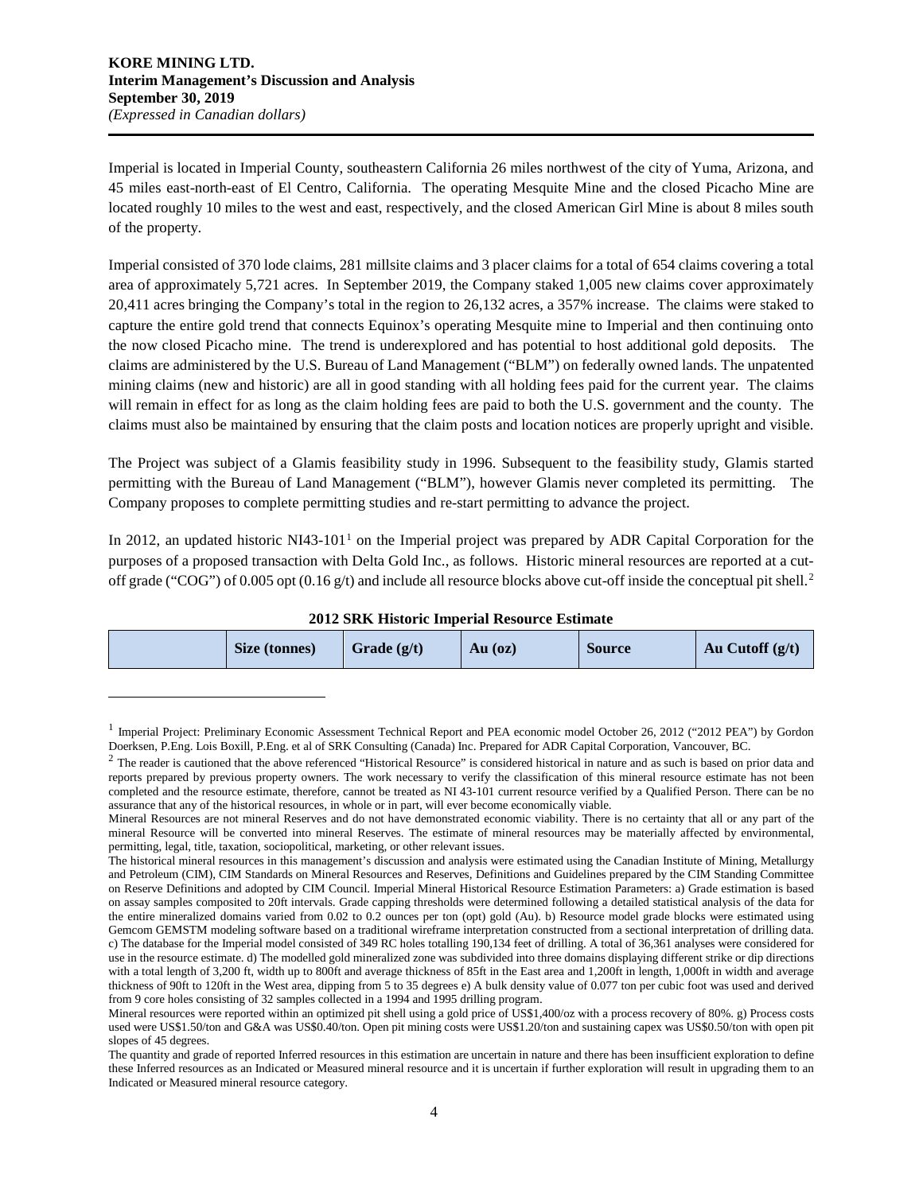Imperial is located in Imperial County, southeastern California 26 miles northwest of the city of Yuma, Arizona, and 45 miles east-north-east of El Centro, California. The operating Mesquite Mine and the closed Picacho Mine are located roughly 10 miles to the west and east, respectively, and the closed American Girl Mine is about 8 miles south of the property.

Imperial consisted of 370 lode claims, 281 millsite claims and 3 placer claims for a total of 654 claims covering a total area of approximately 5,721 acres. In September 2019, the Company staked 1,005 new claims cover approximately 20,411 acres bringing the Company's total in the region to 26,132 acres, a 357% increase. The claims were staked to capture the entire gold trend that connects Equinox's operating Mesquite mine to Imperial and then continuing onto the now closed Picacho mine. The trend is underexplored and has potential to host additional gold deposits. The claims are administered by the U.S. Bureau of Land Management ("BLM") on federally owned lands. The unpatented mining claims (new and historic) are all in good standing with all holding fees paid for the current year. The claims will remain in effect for as long as the claim holding fees are paid to both the U.S. government and the county. The claims must also be maintained by ensuring that the claim posts and location notices are properly upright and visible.

The Project was subject of a Glamis feasibility study in 1996. Subsequent to the feasibility study, Glamis started permitting with the Bureau of Land Management ("BLM"), however Glamis never completed its permitting. The Company proposes to complete permitting studies and re-start permitting to advance the project.

In 2012, an updated historic NI43-101[1] on the Imperial project was prepared by ADR Capital Corporation for the purposes of a proposed transaction with Delta Gold Inc., as follows. Historic mineral resources are reported at a cut-off grade ("COG") of 0.005 opt (0.16 g/t) and include all resource blocks above cut-off inside the conceptual pit shell.[2]

**2012 SRK Historic Imperial Resource Estimate**

| | Size (tonnes) | Grade (g/t) | Au (oz) | Source | Au Cutoff (g/t) |
|---|---|---|---|---|---|

[1] Imperial Project: Preliminary Economic Assessment Technical Report and PEA economic model October 26, 2012 ("2012 PEA") by Gordon Doerksen, P.Eng. Lois Boxill, P.Eng. et al of SRK Consulting (Canada) Inc. Prepared for ADR Capital Corporation, Vancouver, BC.

[2] The reader is cautioned that the above referenced "Historical Resource" is considered historical in nature and as such is based on prior data and reports prepared by previous property owners. The work necessary to verify the classification of this mineral resource estimate has not been completed and the resource estimate, therefore, cannot be treated as NI 43-101 current resource verified by a Qualified Person. There can be no assurance that any of the historical resources, in whole or in part, will ever become economically viable.

Mineral Resources are not mineral Reserves and do not have demonstrated economic viability. There is no certainty that all or any part of the mineral Resource will be converted into mineral Reserves. The estimate of mineral resources may be materially affected by environmental, permitting, legal, title, taxation, sociopolitical, marketing, or other relevant issues.

The historical mineral resources in this management's discussion and analysis were estimated using the Canadian Institute of Mining, Metallurgy and Petroleum (CIM), CIM Standards on Mineral Resources and Reserves, Definitions and Guidelines prepared by the CIM Standing Committee on Reserve Definitions and adopted by CIM Council. Imperial Mineral Historical Resource Estimation Parameters: a) Grade estimation is based on assay samples composited to 20ft intervals. Grade capping thresholds were determined following a detailed statistical analysis of the data for the entire mineralized domains varied from 0.02 to 0.2 ounces per ton (opt) gold (Au). b) Resource model grade blocks were estimated using Gemcom GEMSTM modeling software based on a traditional wireframe interpretation constructed from a sectional interpretation of drilling data. c) The database for the Imperial model consisted of 349 RC holes totalling 190,134 feet of drilling. A total of 36,361 analyses were considered for use in the resource estimate. d) The modelled gold mineralized zone was subdivided into three domains displaying different strike or dip directions with a total length of 3,200 ft, width up to 800ft and average thickness of 85ft in the East area and 1,200ft in length, 1,000ft in width and average thickness of 90ft to 120ft in the West area, dipping from 5 to 35 degrees e) A bulk density value of 0.077 ton per cubic foot was used and derived from 9 core holes consisting of 32 samples collected in a 1994 and 1995 drilling program.

Mineral resources were reported within an optimized pit shell using a gold price of US$1,400/oz with a process recovery of 80%. g) Process costs used were US$1.50/ton and G&A was US$0.40/ton. Open pit mining costs were US$1.20/ton and sustaining capex was US$0.50/ton with open pit slopes of 45 degrees.

The quantity and grade of reported Inferred resources in this estimation are uncertain in nature and there has been insufficient exploration to define these Inferred resources as an Indicated or Measured mineral resource and it is uncertain if further exploration will result in upgrading them to an Indicated or Measured mineral resource category.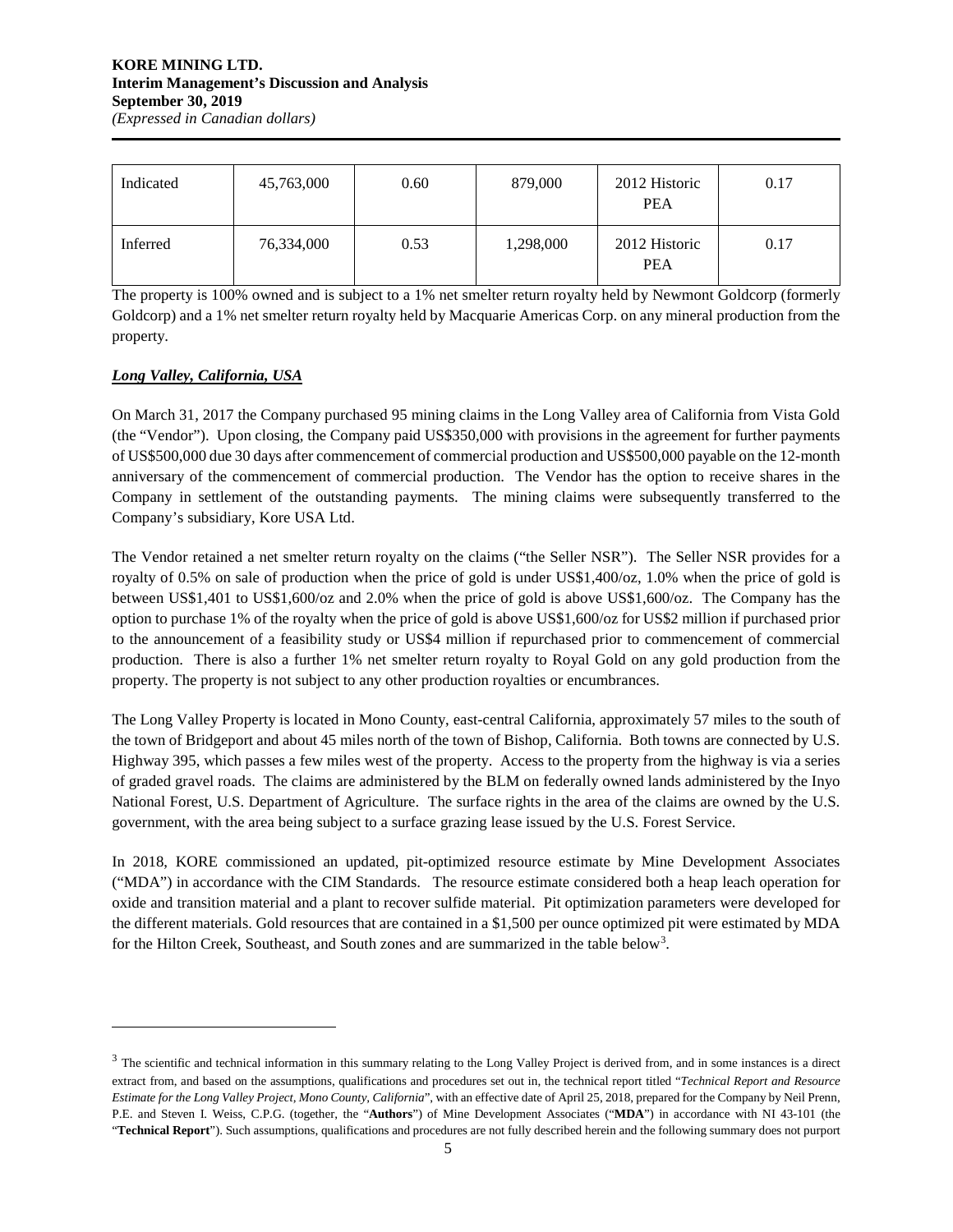| Indicated | 45,763,000 | 0.60 | 879,000 | 2012 Historic PEA | 0.17 |
|---|---|---|---|---|---|
| Inferred | 76,334,000 | 0.53 | 1,298,000 | 2012 Historic PEA | 0.17 |

The property is 100% owned and is subject to a 1% net smelter return royalty held by Newmont Goldcorp (formerly Goldcorp) and a 1% net smelter return royalty held by Macquarie Americas Corp. on any mineral production from the property.

***Long Valley, California, USA***

On March 31, 2017 the Company purchased 95 mining claims in the Long Valley area of California from Vista Gold (the "Vendor"). Upon closing, the Company paid US$350,000 with provisions in the agreement for further payments of US$500,000 due 30 days after commencement of commercial production and US$500,000 payable on the 12-month anniversary of the commencement of commercial production. The Vendor has the option to receive shares in the Company in settlement of the outstanding payments. The mining claims were subsequently transferred to the Company's subsidiary, Kore USA Ltd.

The Vendor retained a net smelter return royalty on the claims ("the Seller NSR"). The Seller NSR provides for a royalty of 0.5% on sale of production when the price of gold is under US$1,400/oz, 1.0% when the price of gold is between US$1,401 to US$1,600/oz and 2.0% when the price of gold is above US$1,600/oz. The Company has the option to purchase 1% of the royalty when the price of gold is above US$1,600/oz for US$2 million if purchased prior to the announcement of a feasibility study or US$4 million if repurchased prior to commencement of commercial production. There is also a further 1% net smelter return royalty to Royal Gold on any gold production from the property. The property is not subject to any other production royalties or encumbrances.

The Long Valley Property is located in Mono County, east-central California, approximately 57 miles to the south of the town of Bridgeport and about 45 miles north of the town of Bishop, California. Both towns are connected by U.S. Highway 395, which passes a few miles west of the property. Access to the property from the highway is via a series of graded gravel roads. The claims are administered by the BLM on federally owned lands administered by the Inyo National Forest, U.S. Department of Agriculture. The surface rights in the area of the claims are owned by the U.S. government, with the area being subject to a surface grazing lease issued by the U.S. Forest Service.

In 2018, KORE commissioned an updated, pit-optimized resource estimate by Mine Development Associates ("MDA") in accordance with the CIM Standards. The resource estimate considered both a heap leach operation for oxide and transition material and a plant to recover sulfide material. Pit optimization parameters were developed for the different materials. Gold resources that are contained in a $1,500 per ounce optimized pit were estimated by MDA for the Hilton Creek, Southeast, and South zones and are summarized in the table below[3].

---

[3] The scientific and technical information in this summary relating to the Long Valley Project is derived from, and in some instances is a direct extract from, and based on the assumptions, qualifications and procedures set out in, the technical report titled "*Technical Report and Resource Estimate for the Long Valley Project, Mono County, California*", with an effective date of April 25, 2018, prepared for the Company by Neil Prenn, P.E. and Steven I. Weiss, C.P.G. (together, the "**Authors**") of Mine Development Associates ("**MDA**") in accordance with NI 43-101 (the "**Technical Report**"). Such assumptions, qualifications and procedures are not fully described herein and the following summary does not purport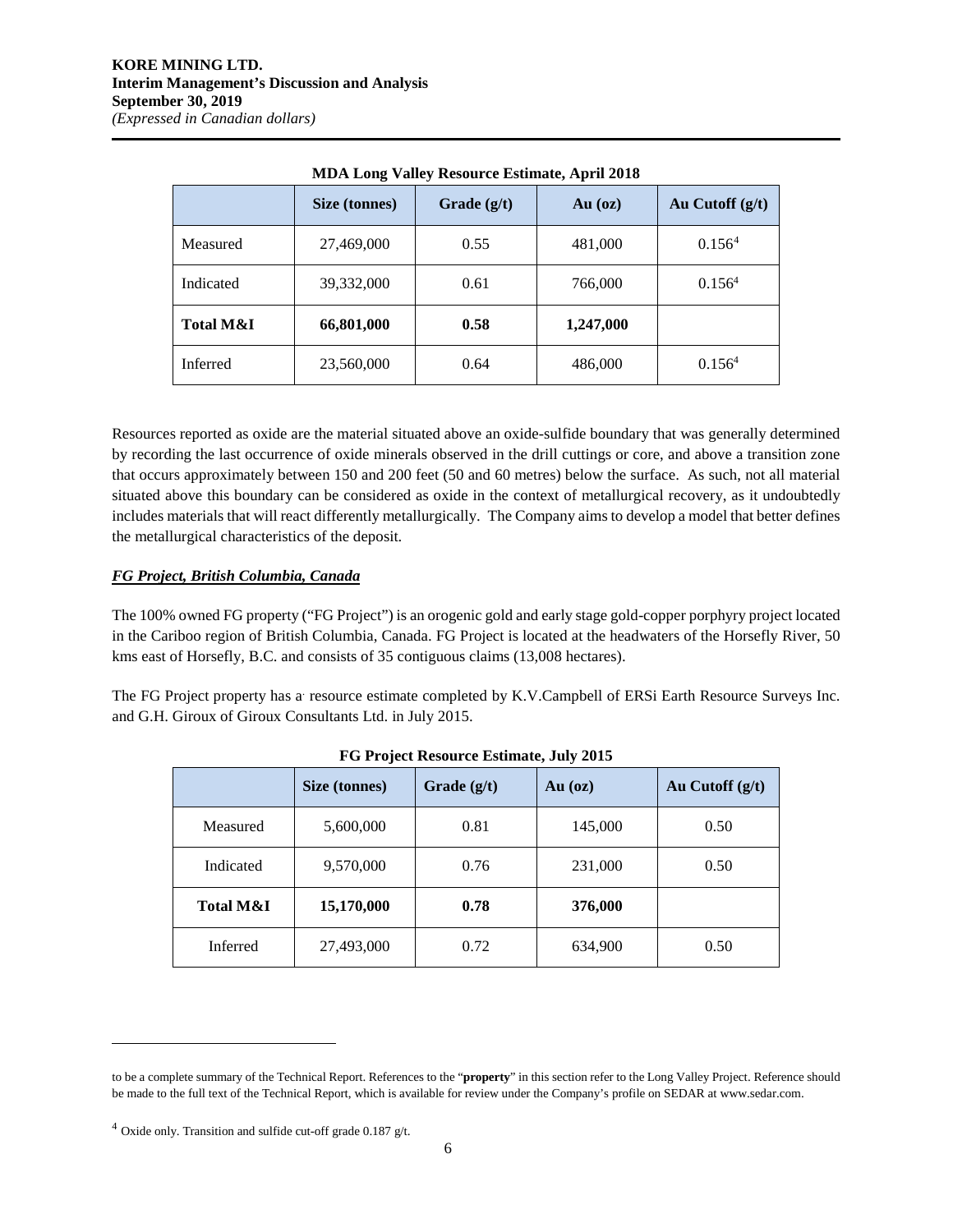**MDA Long Valley Resource Estimate, April 2018**

| | Size (tonnes) | Grade (g/t) | Au (oz) | Au Cutoff (g/t) |
|---|---|---|---|---|
| Measured | 27,469,000 | 0.55 | 481,000 | 0.156[4] |
| Indicated | 39,332,000 | 0.61 | 766,000 | 0.156[4] |
| **Total M&I** | **66,801,000** | **0.58** | **1,247,000** | |
| Inferred | 23,560,000 | 0.64 | 486,000 | 0.156[4] |

Resources reported as oxide are the material situated above an oxide-sulfide boundary that was generally determined by recording the last occurrence of oxide minerals observed in the drill cuttings or core, and above a transition zone that occurs approximately between 150 and 200 feet (50 and 60 metres) below the surface. As such, not all material situated above this boundary can be considered as oxide in the context of metallurgical recovery, as it undoubtedly includes materials that will react differently metallurgically. The Company aims to develop a model that better defines the metallurgical characteristics of the deposit.

### ***FG Project, British Columbia, Canada***

The 100% owned FG property ("FG Project") is an orogenic gold and early stage gold-copper porphyry project located in the Cariboo region of British Columbia, Canada. FG Project is located at the headwaters of the Horsefly River, 50 kms east of Horsefly, B.C. and consists of 35 contiguous claims (13,008 hectares).

The FG Project property has a resource estimate completed by K.V.Campbell of ERSi Earth Resource Surveys Inc. and G.H. Giroux of Giroux Consultants Ltd. in July 2015.

**FG Project Resource Estimate, July 2015**

| | Size (tonnes) | Grade (g/t) | Au (oz) | Au Cutoff (g/t) |
|---|---|---|---|---|
| Measured | 5,600,000 | 0.81 | 145,000 | 0.50 |
| Indicated | 9,570,000 | 0.76 | 231,000 | 0.50 |
| **Total M&I** | **15,170,000** | **0.78** | **376,000** | |
| Inferred | 27,493,000 | 0.72 | 634,900 | 0.50 |

---

to be a complete summary of the Technical Report. References to the "**property**" in this section refer to the Long Valley Project. Reference should be made to the full text of the Technical Report, which is available for review under the Company's profile on SEDAR at www.sedar.com.

[4] Oxide only. Transition and sulfide cut-off grade 0.187 g/t.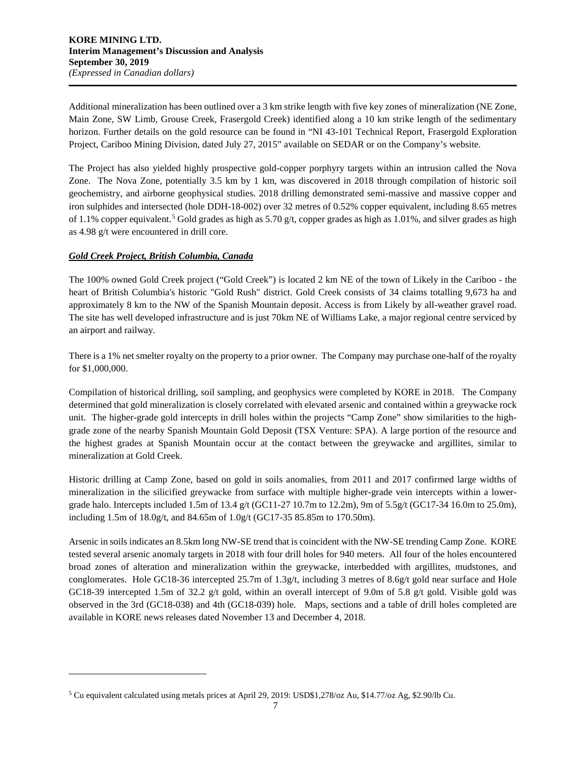Additional mineralization has been outlined over a 3 km strike length with five key zones of mineralization (NE Zone, Main Zone, SW Limb, Grouse Creek, Frasergold Creek) identified along a 10 km strike length of the sedimentary horizon. Further details on the gold resource can be found in "NI 43-101 Technical Report, Frasergold Exploration Project, Cariboo Mining Division, dated July 27, 2015" available on SEDAR or on the Company's website.

The Project has also yielded highly prospective gold-copper porphyry targets within an intrusion called the Nova Zone. The Nova Zone, potentially 3.5 km by 1 km, was discovered in 2018 through compilation of historic soil geochemistry, and airborne geophysical studies. 2018 drilling demonstrated semi-massive and massive copper and iron sulphides and intersected (hole DDH-18-002) over 32 metres of 0.52% copper equivalent, including 8.65 metres of 1.1% copper equivalent.[5] Gold grades as high as 5.70 g/t, copper grades as high as 1.01%, and silver grades as high as 4.98 g/t were encountered in drill core.

***Gold Creek Project, British Columbia, Canada***

The 100% owned Gold Creek project ("Gold Creek") is located 2 km NE of the town of Likely in the Cariboo - the heart of British Columbia's historic "Gold Rush" district. Gold Creek consists of 34 claims totalling 9,673 ha and approximately 8 km to the NW of the Spanish Mountain deposit. Access is from Likely by all-weather gravel road. The site has well developed infrastructure and is just 70km NE of Williams Lake, a major regional centre serviced by an airport and railway.

There is a 1% net smelter royalty on the property to a prior owner. The Company may purchase one-half of the royalty for $1,000,000.

Compilation of historical drilling, soil sampling, and geophysics were completed by KORE in 2018. The Company determined that gold mineralization is closely correlated with elevated arsenic and contained within a greywacke rock unit. The higher-grade gold intercepts in drill holes within the projects "Camp Zone" show similarities to the high-grade zone of the nearby Spanish Mountain Gold Deposit (TSX Venture: SPA). A large portion of the resource and the highest grades at Spanish Mountain occur at the contact between the greywacke and argillites, similar to mineralization at Gold Creek.

Historic drilling at Camp Zone, based on gold in soils anomalies, from 2011 and 2017 confirmed large widths of mineralization in the silicified greywacke from surface with multiple higher-grade vein intercepts within a lower-grade halo. Intercepts included 1.5m of 13.4 g/t (GC11-27 10.7m to 12.2m), 9m of 5.5g/t (GC17-34 16.0m to 25.0m), including 1.5m of 18.0g/t, and 84.65m of 1.0g/t (GC17-35 85.85m to 170.50m).

Arsenic in soils indicates an 8.5km long NW-SE trend that is coincident with the NW-SE trending Camp Zone. KORE tested several arsenic anomaly targets in 2018 with four drill holes for 940 meters. All four of the holes encountered broad zones of alteration and mineralization within the greywacke, interbedded with argillites, mudstones, and conglomerates. Hole GC18-36 intercepted 25.7m of 1.3g/t, including 3 metres of 8.6g/t gold near surface and Hole GC18-39 intercepted 1.5m of 32.2 g/t gold, within an overall intercept of 9.0m of 5.8 g/t gold. Visible gold was observed in the 3rd (GC18-038) and 4th (GC18-039) hole. Maps, sections and a table of drill holes completed are available in KORE news releases dated November 13 and December 4, 2018.

---

[5] Cu equivalent calculated using metals prices at April 29, 2019: USD$1,278/oz Au, $14.77/oz Ag, $2.90/lb Cu.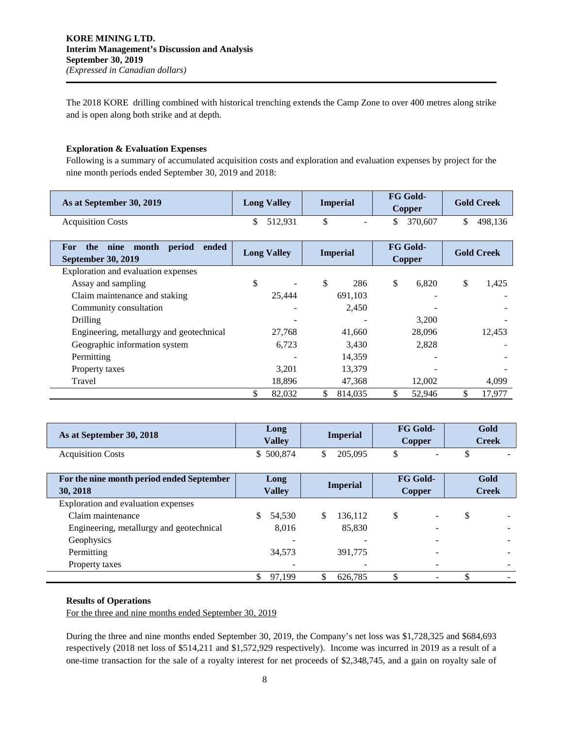The 2018 KORE drilling combined with historical trenching extends the Camp Zone to over 400 metres along strike and is open along both strike and at depth.

**Exploration & Evaluation Expenses**

Following is a summary of accumulated acquisition costs and exploration and evaluation expenses by project for the nine month periods ended September 30, 2019 and 2018:

| As at September 30, 2019 | Long Valley | Imperial | FG Gold-Copper | Gold Creek |
|---|---|---|---|---|
| Acquisition Costs | $ 512,931 | $ - | $ 370,607 | $ 498,136 |

| For the nine month period ended September 30, 2019 | Long Valley | Imperial | FG Gold-Copper | Gold Creek |
|---|---|---|---|---|
| Exploration and evaluation expenses | | | | |
| Assay and sampling | $ - | $ 286 | $ 6,820 | $ 1,425 |
| Claim maintenance and staking | 25,444 | 691,103 | - | - |
| Community consultation | - | 2,450 | - | - |
| Drilling | - | - | 3,200 | - |
| Engineering, metallurgy and geotechnical | 27,768 | 41,660 | 28,096 | 12,453 |
| Geographic information system | 6,723 | 3,430 | 2,828 | - |
| Permitting | - | 14,359 | - | - |
| Property taxes | 3,201 | 13,379 | - | - |
| Travel | 18,896 | 47,368 | 12,002 | 4,099 |
| | $ 82,032 | $ 814,035 | $ 52,946 | $ 17,977 |

| As at September 30, 2018 | Long Valley | Imperial | FG Gold-Copper | Gold Creek |
|---|---|---|---|---|
| Acquisition Costs | $ 500,874 | $ 205,095 | $ - | $ - |

| For the nine month period ended September 30, 2018 | Long Valley | Imperial | FG Gold-Copper | Gold Creek |
|---|---|---|---|---|
| Exploration and evaluation expenses | | | | |
| Claim maintenance | $ 54,530 | $ 136,112 | $ - | $ - |
| Engineering, metallurgy and geotechnical | 8,016 | 85,830 | - | - |
| Geophysics | - | - | - | - |
| Permitting | 34,573 | 391,775 | - | - |
| Property taxes | - | - | - | - |
| | $ 97,199 | $ 626,785 | $ - | $ - |

**Results of Operations**

For the three and nine months ended September 30, 2019

During the three and nine months ended September 30, 2019, the Company's net loss was $1,728,325 and $684,693 respectively (2018 net loss of $514,211 and $1,572,929 respectively). Income was incurred in 2019 as a result of a one-time transaction for the sale of a royalty interest for net proceeds of $2,348,745, and a gain on royalty sale of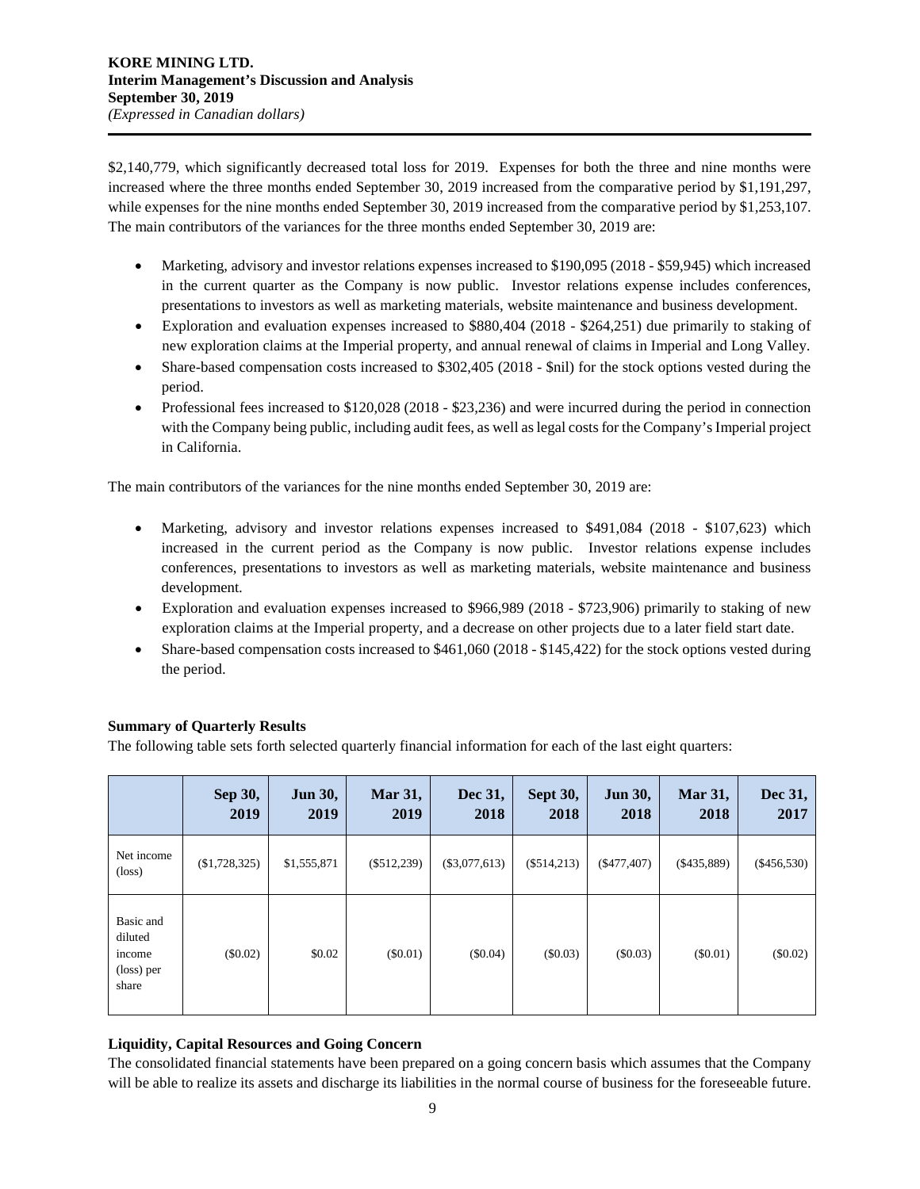$2,140,779, which significantly decreased total loss for 2019. Expenses for both the three and nine months were increased where the three months ended September 30, 2019 increased from the comparative period by $1,191,297, while expenses for the nine months ended September 30, 2019 increased from the comparative period by $1,253,107. The main contributors of the variances for the three months ended September 30, 2019 are:

- Marketing, advisory and investor relations expenses increased to $190,095 (2018 - $59,945) which increased in the current quarter as the Company is now public. Investor relations expense includes conferences, presentations to investors as well as marketing materials, website maintenance and business development.
- Exploration and evaluation expenses increased to $880,404 (2018 - $264,251) due primarily to staking of new exploration claims at the Imperial property, and annual renewal of claims in Imperial and Long Valley.
- Share-based compensation costs increased to $302,405 (2018 - $nil) for the stock options vested during the period.
- Professional fees increased to $120,028 (2018 - $23,236) and were incurred during the period in connection with the Company being public, including audit fees, as well as legal costs for the Company's Imperial project in California.

The main contributors of the variances for the nine months ended September 30, 2019 are:

- Marketing, advisory and investor relations expenses increased to $491,084 (2018 - $107,623) which increased in the current period as the Company is now public. Investor relations expense includes conferences, presentations to investors as well as marketing materials, website maintenance and business development.
- Exploration and evaluation expenses increased to $966,989 (2018 - $723,906) primarily to staking of new exploration claims at the Imperial property, and a decrease on other projects due to a later field start date.
- Share-based compensation costs increased to $461,060 (2018 - $145,422) for the stock options vested during the period.

**Summary of Quarterly Results**

The following table sets forth selected quarterly financial information for each of the last eight quarters:

| | Sep 30, 2019 | Jun 30, 2019 | Mar 31, 2019 | Dec 31, 2018 | Sept 30, 2018 | Jun 30, 2018 | Mar 31, 2018 | Dec 31, 2017 |
|---|---|---|---|---|---|---|---|---|
| Net income (loss) | ($1,728,325) | $1,555,871 | ($512,239) | ($3,077,613) | ($514,213) | ($477,407) | ($435,889) | ($456,530) |
| Basic and diluted income (loss) per share | ($0.02) | $0.02 | ($0.01) | ($0.04) | ($0.03) | ($0.03) | ($0.01) | ($0.02) |

**Liquidity, Capital Resources and Going Concern**

The consolidated financial statements have been prepared on a going concern basis which assumes that the Company will be able to realize its assets and discharge its liabilities in the normal course of business for the foreseeable future.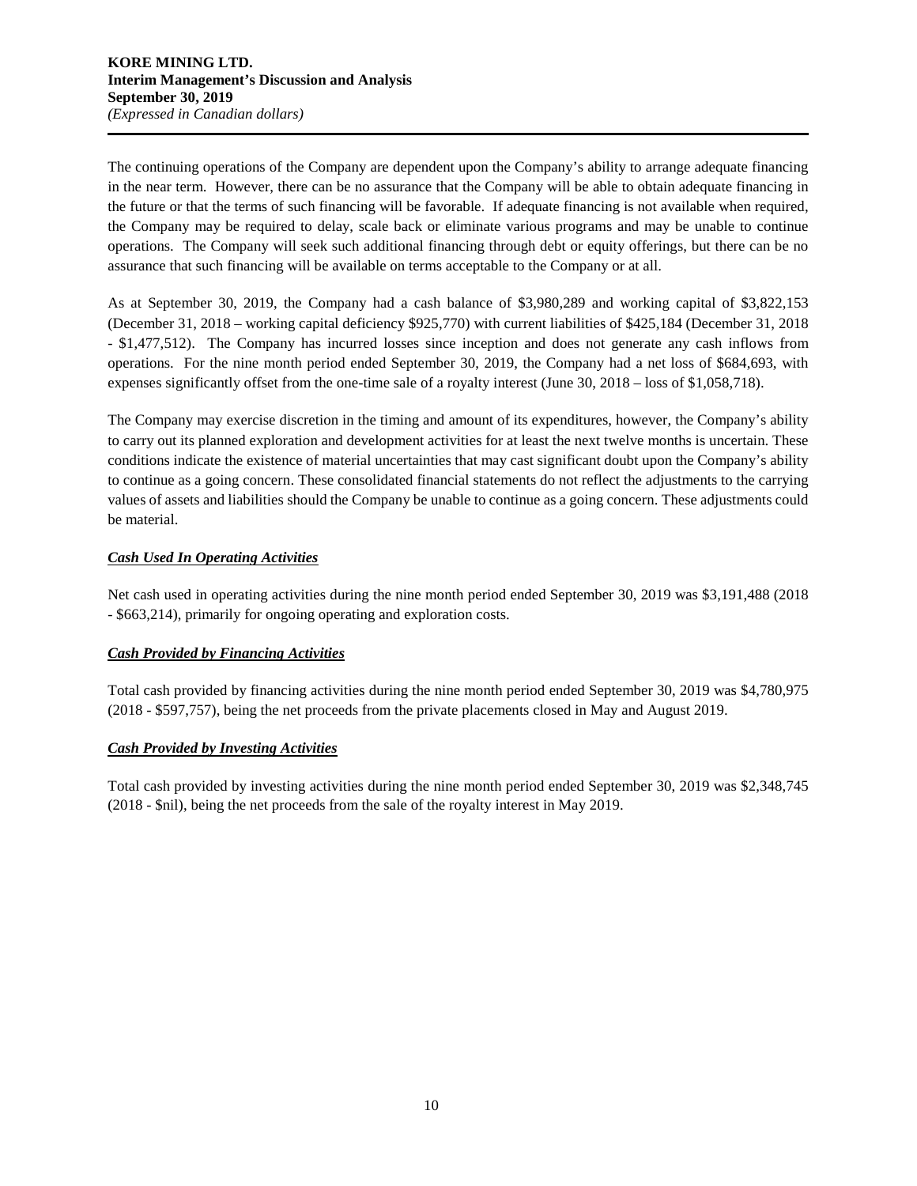The continuing operations of the Company are dependent upon the Company's ability to arrange adequate financing in the near term. However, there can be no assurance that the Company will be able to obtain adequate financing in the future or that the terms of such financing will be favorable. If adequate financing is not available when required, the Company may be required to delay, scale back or eliminate various programs and may be unable to continue operations. The Company will seek such additional financing through debt or equity offerings, but there can be no assurance that such financing will be available on terms acceptable to the Company or at all.

As at September 30, 2019, the Company had a cash balance of $3,980,289 and working capital of $3,822,153 (December 31, 2018 – working capital deficiency $925,770) with current liabilities of $425,184 (December 31, 2018 - $1,477,512). The Company has incurred losses since inception and does not generate any cash inflows from operations. For the nine month period ended September 30, 2019, the Company had a net loss of $684,693, with expenses significantly offset from the one-time sale of a royalty interest (June 30, 2018 – loss of $1,058,718).

The Company may exercise discretion in the timing and amount of its expenditures, however, the Company's ability to carry out its planned exploration and development activities for at least the next twelve months is uncertain. These conditions indicate the existence of material uncertainties that may cast significant doubt upon the Company's ability to continue as a going concern. These consolidated financial statements do not reflect the adjustments to the carrying values of assets and liabilities should the Company be unable to continue as a going concern. These adjustments could be material.

***Cash Used In Operating Activities***

Net cash used in operating activities during the nine month period ended September 30, 2019 was $3,191,488 (2018 - $663,214), primarily for ongoing operating and exploration costs.

***Cash Provided by Financing Activities***

Total cash provided by financing activities during the nine month period ended September 30, 2019 was $4,780,975 (2018 - $597,757), being the net proceeds from the private placements closed in May and August 2019.

***Cash Provided by Investing Activities***

Total cash provided by investing activities during the nine month period ended September 30, 2019 was $2,348,745 (2018 - $nil), being the net proceeds from the sale of the royalty interest in May 2019.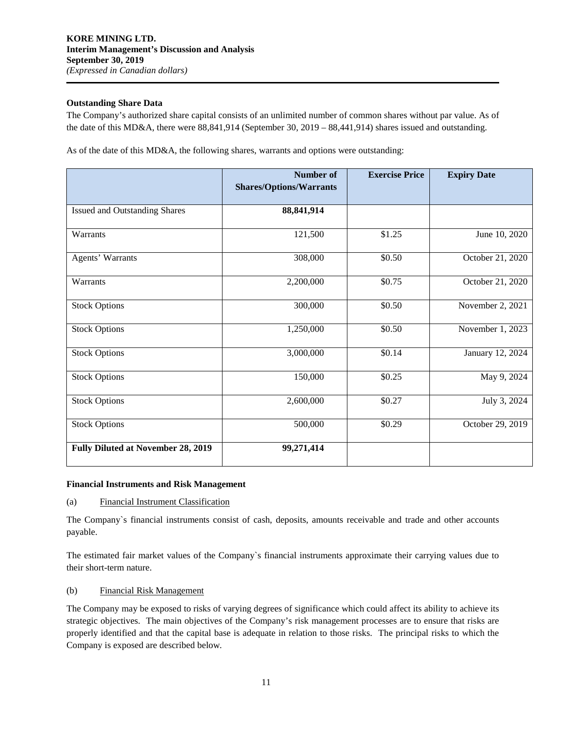### Outstanding Share Data

The Company's authorized share capital consists of an unlimited number of common shares without par value. As of the date of this MD&A, there were 88,841,914 (September 30, 2019 – 88,441,914) shares issued and outstanding.

As of the date of this MD&A, the following shares, warrants and options were outstanding:

| | Number of Shares/Options/Warrants | Exercise Price | Expiry Date |
|---|---|---|---|
| Issued and Outstanding Shares | **88,841,914** | | |
| Warrants | 121,500 | \$1.25 | June 10, 2020 |
| Agents' Warrants | 308,000 | \$0.50 | October 21, 2020 |
| Warrants | 2,200,000 | \$0.75 | October 21, 2020 |
| Stock Options | 300,000 | \$0.50 | November 2, 2021 |
| Stock Options | 1,250,000 | \$0.50 | November 1, 2023 |
| Stock Options | 3,000,000 | \$0.14 | January 12, 2024 |
| Stock Options | 150,000 | \$0.25 | May 9, 2024 |
| Stock Options | 2,600,000 | \$0.27 | July 3, 2024 |
| Stock Options | 500,000 | \$0.29 | October 29, 2019 |
| **Fully Diluted at November 28, 2019** | **99,271,414** | | |

### Financial Instruments and Risk Management

(a) Financial Instrument Classification

The Company`s financial instruments consist of cash, deposits, amounts receivable and trade and other accounts payable.

The estimated fair market values of the Company`s financial instruments approximate their carrying values due to their short-term nature.

(b) Financial Risk Management

The Company may be exposed to risks of varying degrees of significance which could affect its ability to achieve its strategic objectives. The main objectives of the Company's risk management processes are to ensure that risks are properly identified and that the capital base is adequate in relation to those risks. The principal risks to which the Company is exposed are described below.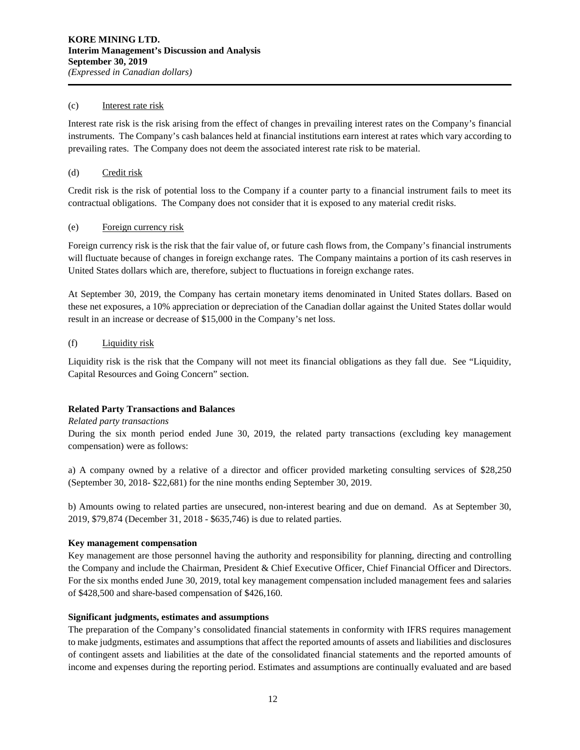(c) Interest rate risk

Interest rate risk is the risk arising from the effect of changes in prevailing interest rates on the Company's financial instruments. The Company's cash balances held at financial institutions earn interest at rates which vary according to prevailing rates. The Company does not deem the associated interest rate risk to be material.

(d) Credit risk

Credit risk is the risk of potential loss to the Company if a counter party to a financial instrument fails to meet its contractual obligations. The Company does not consider that it is exposed to any material credit risks.

(e) Foreign currency risk

Foreign currency risk is the risk that the fair value of, or future cash flows from, the Company's financial instruments will fluctuate because of changes in foreign exchange rates. The Company maintains a portion of its cash reserves in United States dollars which are, therefore, subject to fluctuations in foreign exchange rates.

At September 30, 2019, the Company has certain monetary items denominated in United States dollars. Based on these net exposures, a 10% appreciation or depreciation of the Canadian dollar against the United States dollar would result in an increase or decrease of $15,000 in the Company's net loss.

(f) Liquidity risk

Liquidity risk is the risk that the Company will not meet its financial obligations as they fall due. See "Liquidity, Capital Resources and Going Concern" section.

**Related Party Transactions and Balances**

*Related party transactions*

During the six month period ended June 30, 2019, the related party transactions (excluding key management compensation) were as follows:

a) A company owned by a relative of a director and officer provided marketing consulting services of $28,250 (September 30, 2018- $22,681) for the nine months ending September 30, 2019.

b) Amounts owing to related parties are unsecured, non-interest bearing and due on demand. As at September 30, 2019, $79,874 (December 31, 2018 - $635,746) is due to related parties.

**Key management compensation**

Key management are those personnel having the authority and responsibility for planning, directing and controlling the Company and include the Chairman, President & Chief Executive Officer, Chief Financial Officer and Directors. For the six months ended June 30, 2019, total key management compensation included management fees and salaries of $428,500 and share-based compensation of $426,160.

**Significant judgments, estimates and assumptions**

The preparation of the Company's consolidated financial statements in conformity with IFRS requires management to make judgments, estimates and assumptions that affect the reported amounts of assets and liabilities and disclosures of contingent assets and liabilities at the date of the consolidated financial statements and the reported amounts of income and expenses during the reporting period. Estimates and assumptions are continually evaluated and are based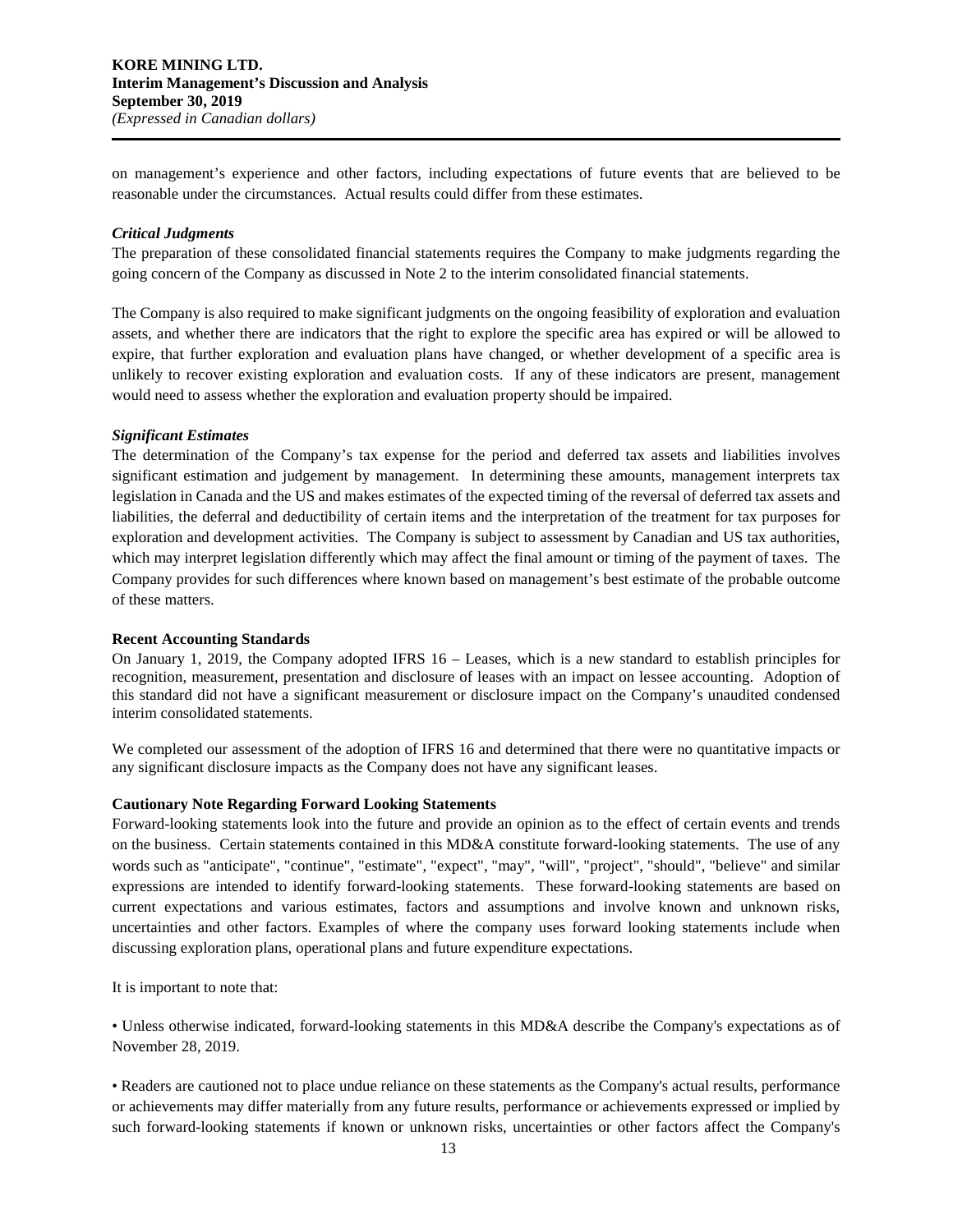on management's experience and other factors, including expectations of future events that are believed to be reasonable under the circumstances. Actual results could differ from these estimates.

***Critical Judgments***

The preparation of these consolidated financial statements requires the Company to make judgments regarding the going concern of the Company as discussed in Note 2 to the interim consolidated financial statements.

The Company is also required to make significant judgments on the ongoing feasibility of exploration and evaluation assets, and whether there are indicators that the right to explore the specific area has expired or will be allowed to expire, that further exploration and evaluation plans have changed, or whether development of a specific area is unlikely to recover existing exploration and evaluation costs. If any of these indicators are present, management would need to assess whether the exploration and evaluation property should be impaired.

***Significant Estimates***

The determination of the Company's tax expense for the period and deferred tax assets and liabilities involves significant estimation and judgement by management. In determining these amounts, management interprets tax legislation in Canada and the US and makes estimates of the expected timing of the reversal of deferred tax assets and liabilities, the deferral and deductibility of certain items and the interpretation of the treatment for tax purposes for exploration and development activities. The Company is subject to assessment by Canadian and US tax authorities, which may interpret legislation differently which may affect the final amount or timing of the payment of taxes. The Company provides for such differences where known based on management's best estimate of the probable outcome of these matters.

**Recent Accounting Standards**

On January 1, 2019, the Company adopted IFRS 16 – Leases, which is a new standard to establish principles for recognition, measurement, presentation and disclosure of leases with an impact on lessee accounting. Adoption of this standard did not have a significant measurement or disclosure impact on the Company's unaudited condensed interim consolidated statements.

We completed our assessment of the adoption of IFRS 16 and determined that there were no quantitative impacts or any significant disclosure impacts as the Company does not have any significant leases.

**Cautionary Note Regarding Forward Looking Statements**

Forward-looking statements look into the future and provide an opinion as to the effect of certain events and trends on the business. Certain statements contained in this MD&A constitute forward-looking statements. The use of any words such as "anticipate", "continue", "estimate", "expect", "may", "will", "project", "should", "believe" and similar expressions are intended to identify forward-looking statements. These forward-looking statements are based on current expectations and various estimates, factors and assumptions and involve known and unknown risks, uncertainties and other factors. Examples of where the company uses forward looking statements include when discussing exploration plans, operational plans and future expenditure expectations.

It is important to note that:

• Unless otherwise indicated, forward-looking statements in this MD&A describe the Company's expectations as of November 28, 2019.

• Readers are cautioned not to place undue reliance on these statements as the Company's actual results, performance or achievements may differ materially from any future results, performance or achievements expressed or implied by such forward-looking statements if known or unknown risks, uncertainties or other factors affect the Company's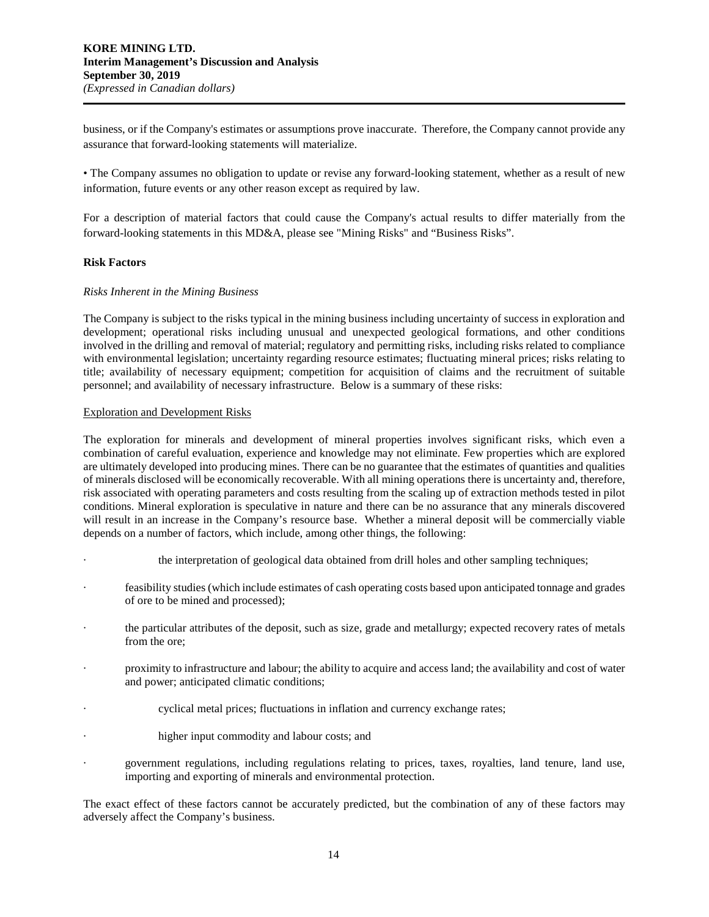business, or if the Company's estimates or assumptions prove inaccurate. Therefore, the Company cannot provide any assurance that forward-looking statements will materialize.

• The Company assumes no obligation to update or revise any forward-looking statement, whether as a result of new information, future events or any other reason except as required by law.

For a description of material factors that could cause the Company's actual results to differ materially from the forward-looking statements in this MD&A, please see "Mining Risks" and "Business Risks".

## Risk Factors

### *Risks Inherent in the Mining Business*

The Company is subject to the risks typical in the mining business including uncertainty of success in exploration and development; operational risks including unusual and unexpected geological formations, and other conditions involved in the drilling and removal of material; regulatory and permitting risks, including risks related to compliance with environmental legislation; uncertainty regarding resource estimates; fluctuating mineral prices; risks relating to title; availability of necessary equipment; competition for acquisition of claims and the recruitment of suitable personnel; and availability of necessary infrastructure. Below is a summary of these risks:

#### Exploration and Development Risks

The exploration for minerals and development of mineral properties involves significant risks, which even a combination of careful evaluation, experience and knowledge may not eliminate. Few properties which are explored are ultimately developed into producing mines. There can be no guarantee that the estimates of quantities and qualities of minerals disclosed will be economically recoverable. With all mining operations there is uncertainty and, therefore, risk associated with operating parameters and costs resulting from the scaling up of extraction methods tested in pilot conditions. Mineral exploration is speculative in nature and there can be no assurance that any minerals discovered will result in an increase in the Company's resource base. Whether a mineral deposit will be commercially viable depends on a number of factors, which include, among other things, the following:

- the interpretation of geological data obtained from drill holes and other sampling techniques;
- feasibility studies (which include estimates of cash operating costs based upon anticipated tonnage and grades of ore to be mined and processed);
- the particular attributes of the deposit, such as size, grade and metallurgy; expected recovery rates of metals from the ore;
- proximity to infrastructure and labour; the ability to acquire and access land; the availability and cost of water and power; anticipated climatic conditions;
- cyclical metal prices; fluctuations in inflation and currency exchange rates;
- higher input commodity and labour costs; and
- government regulations, including regulations relating to prices, taxes, royalties, land tenure, land use, importing and exporting of minerals and environmental protection.

The exact effect of these factors cannot be accurately predicted, but the combination of any of these factors may adversely affect the Company's business.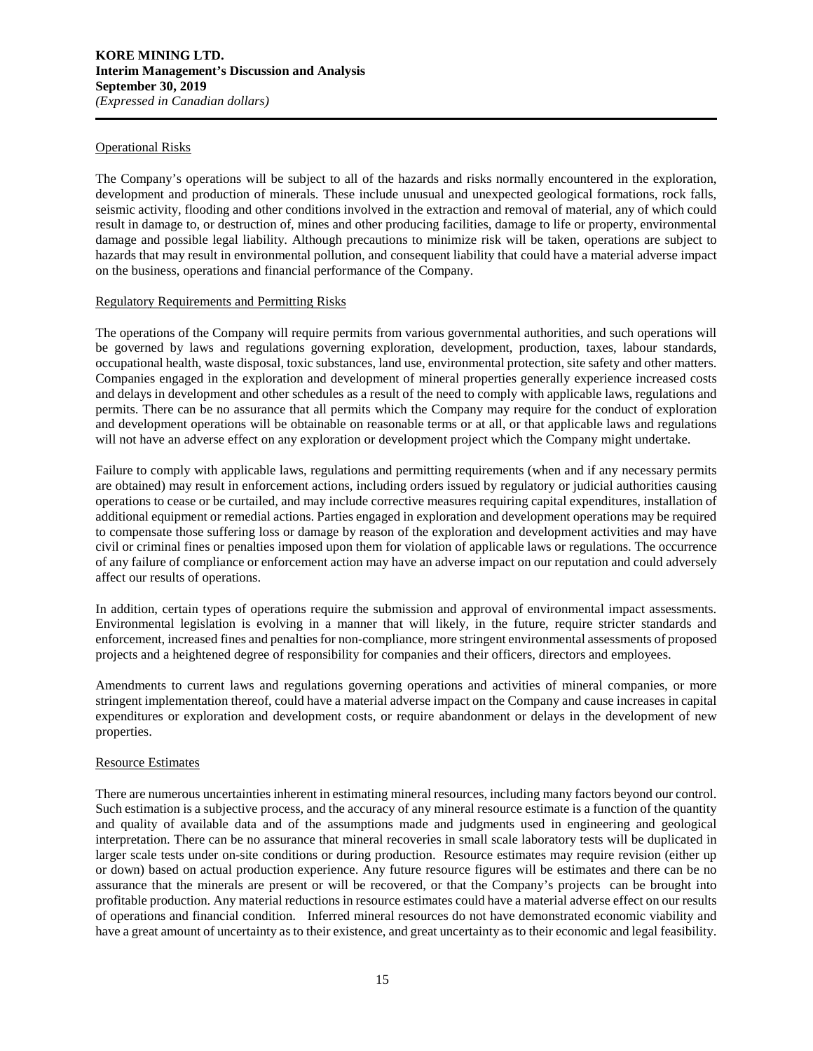### Operational Risks

The Company's operations will be subject to all of the hazards and risks normally encountered in the exploration, development and production of minerals. These include unusual and unexpected geological formations, rock falls, seismic activity, flooding and other conditions involved in the extraction and removal of material, any of which could result in damage to, or destruction of, mines and other producing facilities, damage to life or property, environmental damage and possible legal liability. Although precautions to minimize risk will be taken, operations are subject to hazards that may result in environmental pollution, and consequent liability that could have a material adverse impact on the business, operations and financial performance of the Company.

### Regulatory Requirements and Permitting Risks

The operations of the Company will require permits from various governmental authorities, and such operations will be governed by laws and regulations governing exploration, development, production, taxes, labour standards, occupational health, waste disposal, toxic substances, land use, environmental protection, site safety and other matters. Companies engaged in the exploration and development of mineral properties generally experience increased costs and delays in development and other schedules as a result of the need to comply with applicable laws, regulations and permits. There can be no assurance that all permits which the Company may require for the conduct of exploration and development operations will be obtainable on reasonable terms or at all, or that applicable laws and regulations will not have an adverse effect on any exploration or development project which the Company might undertake.

Failure to comply with applicable laws, regulations and permitting requirements (when and if any necessary permits are obtained) may result in enforcement actions, including orders issued by regulatory or judicial authorities causing operations to cease or be curtailed, and may include corrective measures requiring capital expenditures, installation of additional equipment or remedial actions. Parties engaged in exploration and development operations may be required to compensate those suffering loss or damage by reason of the exploration and development activities and may have civil or criminal fines or penalties imposed upon them for violation of applicable laws or regulations. The occurrence of any failure of compliance or enforcement action may have an adverse impact on our reputation and could adversely affect our results of operations.

In addition, certain types of operations require the submission and approval of environmental impact assessments. Environmental legislation is evolving in a manner that will likely, in the future, require stricter standards and enforcement, increased fines and penalties for non-compliance, more stringent environmental assessments of proposed projects and a heightened degree of responsibility for companies and their officers, directors and employees.

Amendments to current laws and regulations governing operations and activities of mineral companies, or more stringent implementation thereof, could have a material adverse impact on the Company and cause increases in capital expenditures or exploration and development costs, or require abandonment or delays in the development of new properties.

### Resource Estimates

There are numerous uncertainties inherent in estimating mineral resources, including many factors beyond our control. Such estimation is a subjective process, and the accuracy of any mineral resource estimate is a function of the quantity and quality of available data and of the assumptions made and judgments used in engineering and geological interpretation. There can be no assurance that mineral recoveries in small scale laboratory tests will be duplicated in larger scale tests under on-site conditions or during production. Resource estimates may require revision (either up or down) based on actual production experience. Any future resource figures will be estimates and there can be no assurance that the minerals are present or will be recovered, or that the Company's projects can be brought into profitable production. Any material reductions in resource estimates could have a material adverse effect on our results of operations and financial condition. Inferred mineral resources do not have demonstrated economic viability and have a great amount of uncertainty as to their existence, and great uncertainty as to their economic and legal feasibility.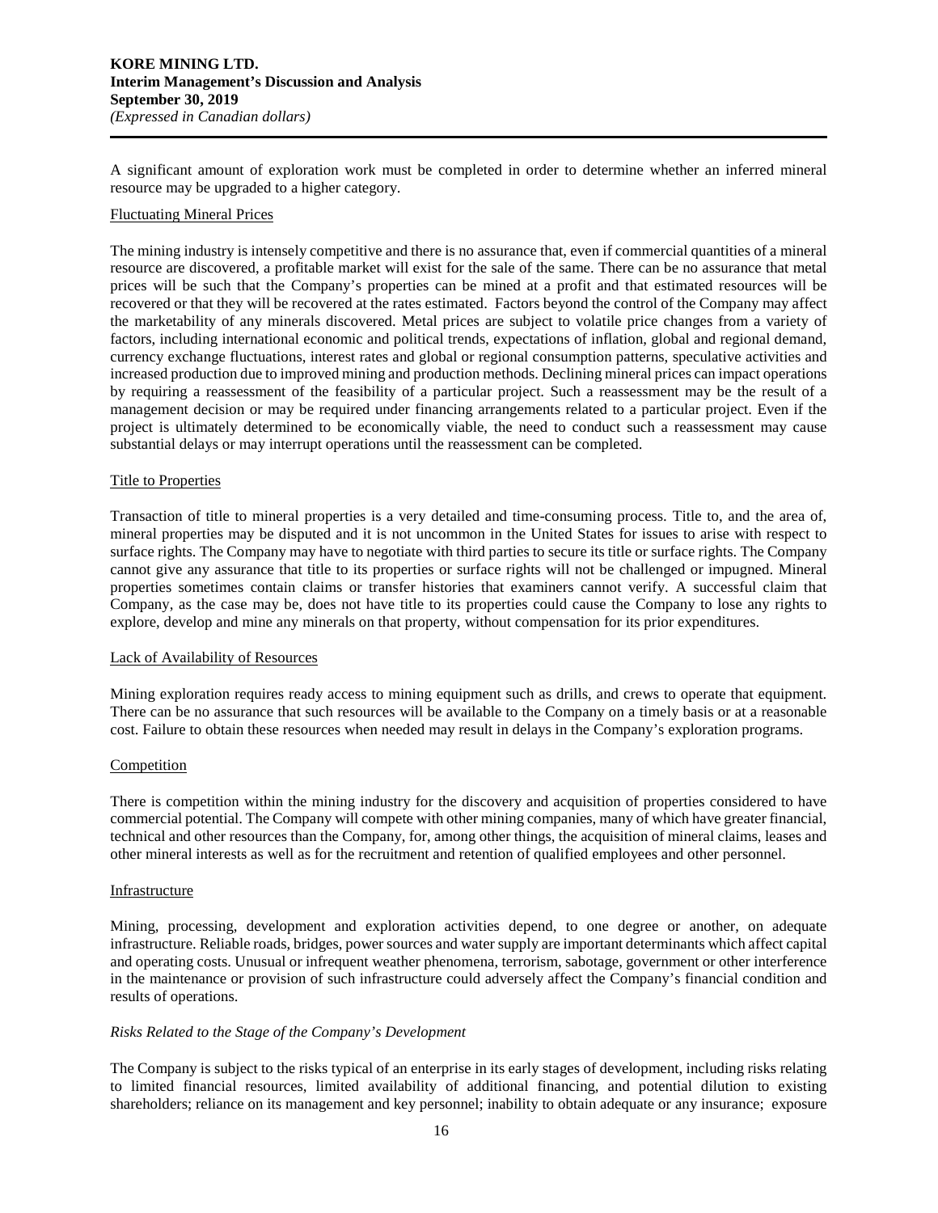A significant amount of exploration work must be completed in order to determine whether an inferred mineral resource may be upgraded to a higher category.

Fluctuating Mineral Prices

The mining industry is intensely competitive and there is no assurance that, even if commercial quantities of a mineral resource are discovered, a profitable market will exist for the sale of the same. There can be no assurance that metal prices will be such that the Company's properties can be mined at a profit and that estimated resources will be recovered or that they will be recovered at the rates estimated. Factors beyond the control of the Company may affect the marketability of any minerals discovered. Metal prices are subject to volatile price changes from a variety of factors, including international economic and political trends, expectations of inflation, global and regional demand, currency exchange fluctuations, interest rates and global or regional consumption patterns, speculative activities and increased production due to improved mining and production methods. Declining mineral prices can impact operations by requiring a reassessment of the feasibility of a particular project. Such a reassessment may be the result of a management decision or may be required under financing arrangements related to a particular project. Even if the project is ultimately determined to be economically viable, the need to conduct such a reassessment may cause substantial delays or may interrupt operations until the reassessment can be completed.

Title to Properties

Transaction of title to mineral properties is a very detailed and time-consuming process. Title to, and the area of, mineral properties may be disputed and it is not uncommon in the United States for issues to arise with respect to surface rights. The Company may have to negotiate with third parties to secure its title or surface rights. The Company cannot give any assurance that title to its properties or surface rights will not be challenged or impugned. Mineral properties sometimes contain claims or transfer histories that examiners cannot verify. A successful claim that Company, as the case may be, does not have title to its properties could cause the Company to lose any rights to explore, develop and mine any minerals on that property, without compensation for its prior expenditures.

Lack of Availability of Resources

Mining exploration requires ready access to mining equipment such as drills, and crews to operate that equipment. There can be no assurance that such resources will be available to the Company on a timely basis or at a reasonable cost. Failure to obtain these resources when needed may result in delays in the Company's exploration programs.

Competition

There is competition within the mining industry for the discovery and acquisition of properties considered to have commercial potential. The Company will compete with other mining companies, many of which have greater financial, technical and other resources than the Company, for, among other things, the acquisition of mineral claims, leases and other mineral interests as well as for the recruitment and retention of qualified employees and other personnel.

Infrastructure

Mining, processing, development and exploration activities depend, to one degree or another, on adequate infrastructure. Reliable roads, bridges, power sources and water supply are important determinants which affect capital and operating costs. Unusual or infrequent weather phenomena, terrorism, sabotage, government or other interference in the maintenance or provision of such infrastructure could adversely affect the Company's financial condition and results of operations.

*Risks Related to the Stage of the Company's Development*

The Company is subject to the risks typical of an enterprise in its early stages of development, including risks relating to limited financial resources, limited availability of additional financing, and potential dilution to existing shareholders; reliance on its management and key personnel; inability to obtain adequate or any insurance; exposure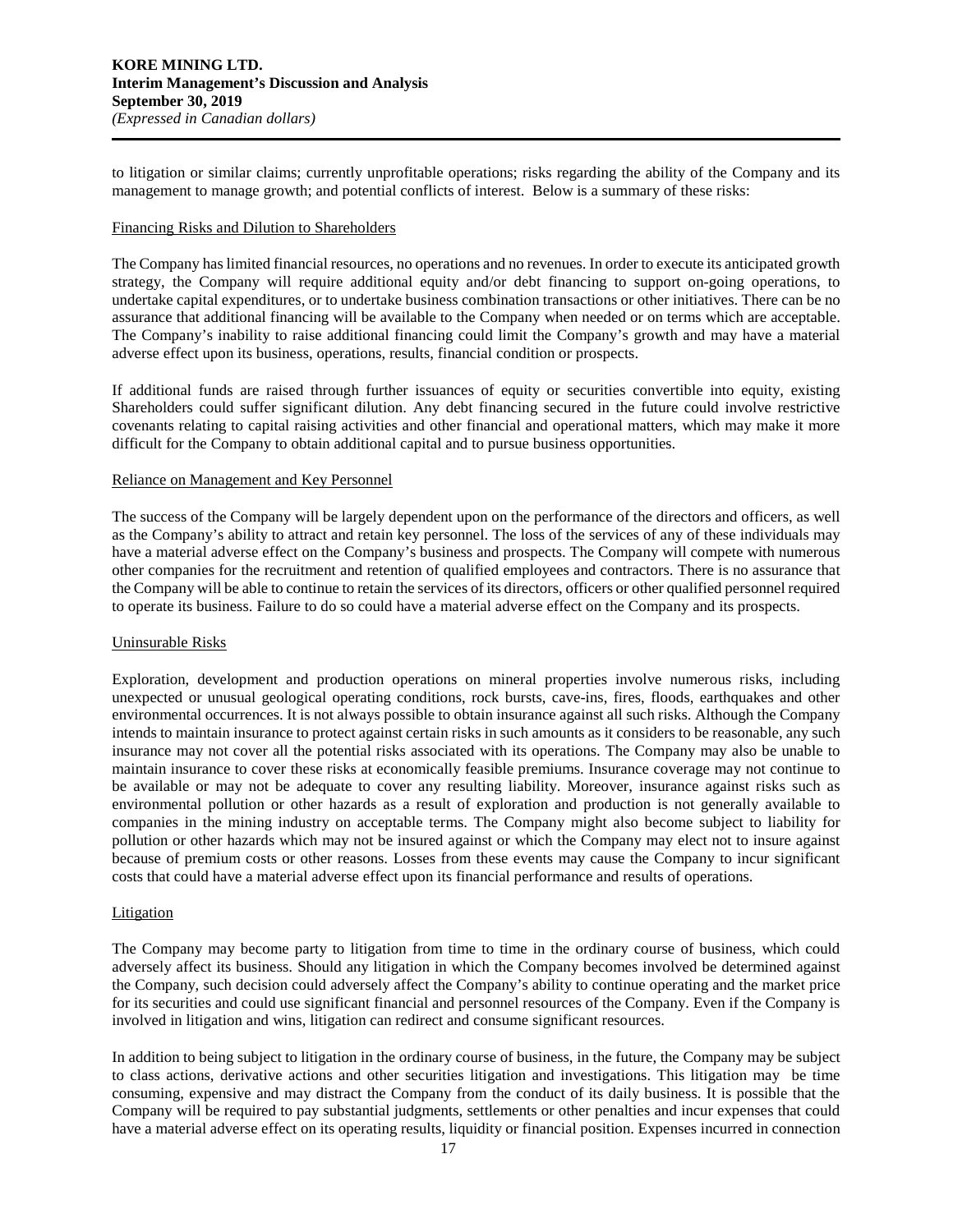to litigation or similar claims; currently unprofitable operations; risks regarding the ability of the Company and its management to manage growth; and potential conflicts of interest. Below is a summary of these risks:

### Financing Risks and Dilution to Shareholders

The Company has limited financial resources, no operations and no revenues. In order to execute its anticipated growth strategy, the Company will require additional equity and/or debt financing to support on-going operations, to undertake capital expenditures, or to undertake business combination transactions or other initiatives. There can be no assurance that additional financing will be available to the Company when needed or on terms which are acceptable. The Company's inability to raise additional financing could limit the Company's growth and may have a material adverse effect upon its business, operations, results, financial condition or prospects.

If additional funds are raised through further issuances of equity or securities convertible into equity, existing Shareholders could suffer significant dilution. Any debt financing secured in the future could involve restrictive covenants relating to capital raising activities and other financial and operational matters, which may make it more difficult for the Company to obtain additional capital and to pursue business opportunities.

### Reliance on Management and Key Personnel

The success of the Company will be largely dependent upon on the performance of the directors and officers, as well as the Company's ability to attract and retain key personnel. The loss of the services of any of these individuals may have a material adverse effect on the Company's business and prospects. The Company will compete with numerous other companies for the recruitment and retention of qualified employees and contractors. There is no assurance that the Company will be able to continue to retain the services of its directors, officers or other qualified personnel required to operate its business. Failure to do so could have a material adverse effect on the Company and its prospects.

### Uninsurable Risks

Exploration, development and production operations on mineral properties involve numerous risks, including unexpected or unusual geological operating conditions, rock bursts, cave-ins, fires, floods, earthquakes and other environmental occurrences. It is not always possible to obtain insurance against all such risks. Although the Company intends to maintain insurance to protect against certain risks in such amounts as it considers to be reasonable, any such insurance may not cover all the potential risks associated with its operations. The Company may also be unable to maintain insurance to cover these risks at economically feasible premiums. Insurance coverage may not continue to be available or may not be adequate to cover any resulting liability. Moreover, insurance against risks such as environmental pollution or other hazards as a result of exploration and production is not generally available to companies in the mining industry on acceptable terms. The Company might also become subject to liability for pollution or other hazards which may not be insured against or which the Company may elect not to insure against because of premium costs or other reasons. Losses from these events may cause the Company to incur significant costs that could have a material adverse effect upon its financial performance and results of operations.

### Litigation

The Company may become party to litigation from time to time in the ordinary course of business, which could adversely affect its business. Should any litigation in which the Company becomes involved be determined against the Company, such decision could adversely affect the Company's ability to continue operating and the market price for its securities and could use significant financial and personnel resources of the Company. Even if the Company is involved in litigation and wins, litigation can redirect and consume significant resources.

In addition to being subject to litigation in the ordinary course of business, in the future, the Company may be subject to class actions, derivative actions and other securities litigation and investigations. This litigation may be time consuming, expensive and may distract the Company from the conduct of its daily business. It is possible that the Company will be required to pay substantial judgments, settlements or other penalties and incur expenses that could have a material adverse effect on its operating results, liquidity or financial position. Expenses incurred in connection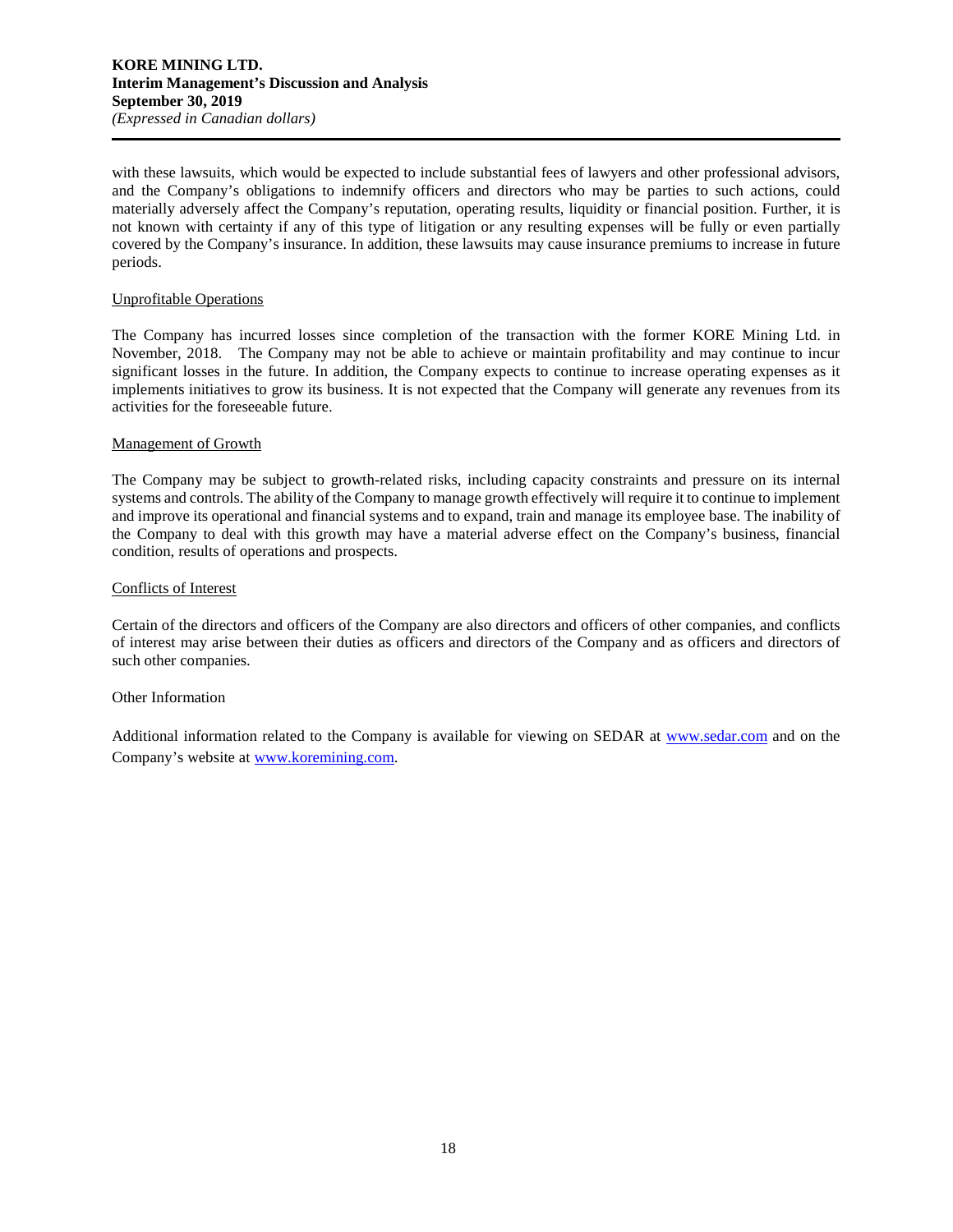with these lawsuits, which would be expected to include substantial fees of lawyers and other professional advisors, and the Company's obligations to indemnify officers and directors who may be parties to such actions, could materially adversely affect the Company's reputation, operating results, liquidity or financial position. Further, it is not known with certainty if any of this type of litigation or any resulting expenses will be fully or even partially covered by the Company's insurance. In addition, these lawsuits may cause insurance premiums to increase in future periods.

Unprofitable Operations

The Company has incurred losses since completion of the transaction with the former KORE Mining Ltd. in November, 2018. The Company may not be able to achieve or maintain profitability and may continue to incur significant losses in the future. In addition, the Company expects to continue to increase operating expenses as it implements initiatives to grow its business. It is not expected that the Company will generate any revenues from its activities for the foreseeable future.

Management of Growth

The Company may be subject to growth-related risks, including capacity constraints and pressure on its internal systems and controls. The ability of the Company to manage growth effectively will require it to continue to implement and improve its operational and financial systems and to expand, train and manage its employee base. The inability of the Company to deal with this growth may have a material adverse effect on the Company's business, financial condition, results of operations and prospects.

Conflicts of Interest

Certain of the directors and officers of the Company are also directors and officers of other companies, and conflicts of interest may arise between their duties as officers and directors of the Company and as officers and directors of such other companies.

Other Information

Additional information related to the Company is available for viewing on SEDAR at www.sedar.com and on the Company's website at www.koremining.com.